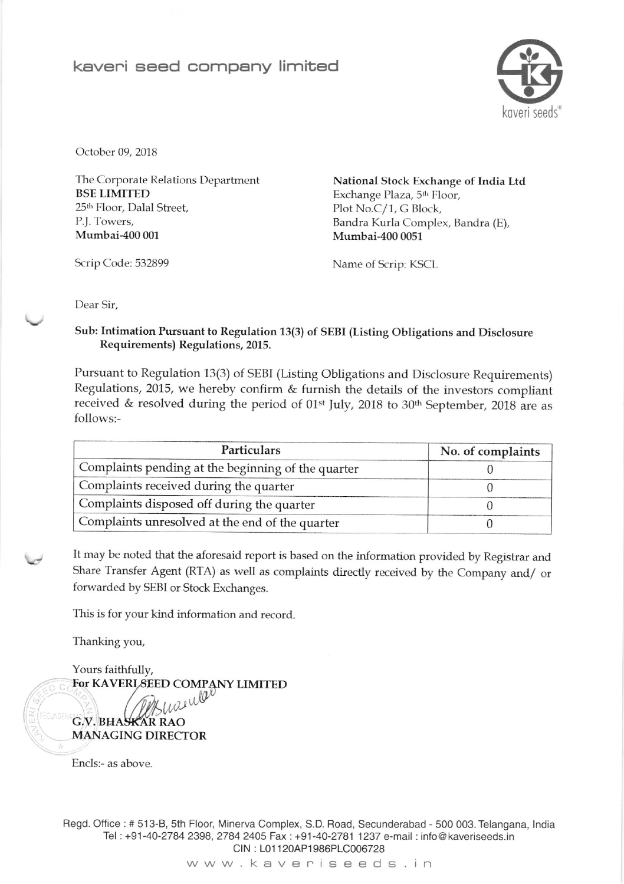# kaveri seed company limited

October 09, 2018

The Corporate Relations Department
**BSE LIMITED**
25th Floor, Dalal Street,
P.J. Towers,
**Mumbai-400 001**

Scrip Code: 532899

**National Stock Exchange of India Ltd**
Exchange Plaza, 5th Floor,
Plot No.C/1, G Block,
Bandra Kurla Complex, Bandra (E),
**Mumbai-400 0051**

Name of Scrip: KSCL

Dear Sir,

**Sub: Intimation Pursuant to Regulation 13(3) of SEBI (Listing Obligations and Disclosure Requirements) Regulations, 2015.**

Pursuant to Regulation 13(3) of SEBI (Listing Obligations and Disclosure Requirements) Regulations, 2015, we hereby confirm & furnish the details of the investors compliant received & resolved during the period of 01st July, 2018 to 30th September, 2018 are as follows:-

| Particulars | No. of complaints |
|---|---|
| Complaints pending at the beginning of the quarter | 0 |
| Complaints received during the quarter | 0 |
| Complaints disposed off during the quarter | 0 |
| Complaints unresolved at the end of the quarter | 0 |

It may be noted that the aforesaid report is based on the information provided by Registrar and Share Transfer Agent (RTA) as well as complaints directly received by the Company and/ or forwarded by SEBI or Stock Exchanges.

This is for your kind information and record.

Thanking you,

Yours faithfully,
**For KAVERI SEED COMPANY LIMITED**

**G.V. BHASKAR RAO**
**MANAGING DIRECTOR**

Encls:- as above.

Regd. Office : # 513-B, 5th Floor, Minerva Complex, S.D. Road, Secunderabad - 500 003. Telangana, India
Tel : +91-40-2784 2398, 2784 2405 Fax : +91-40-2781 1237 e-mail : info@kaveriseeds.in
CIN : L01120AP1986PLC006728
www.kaveriseeds.in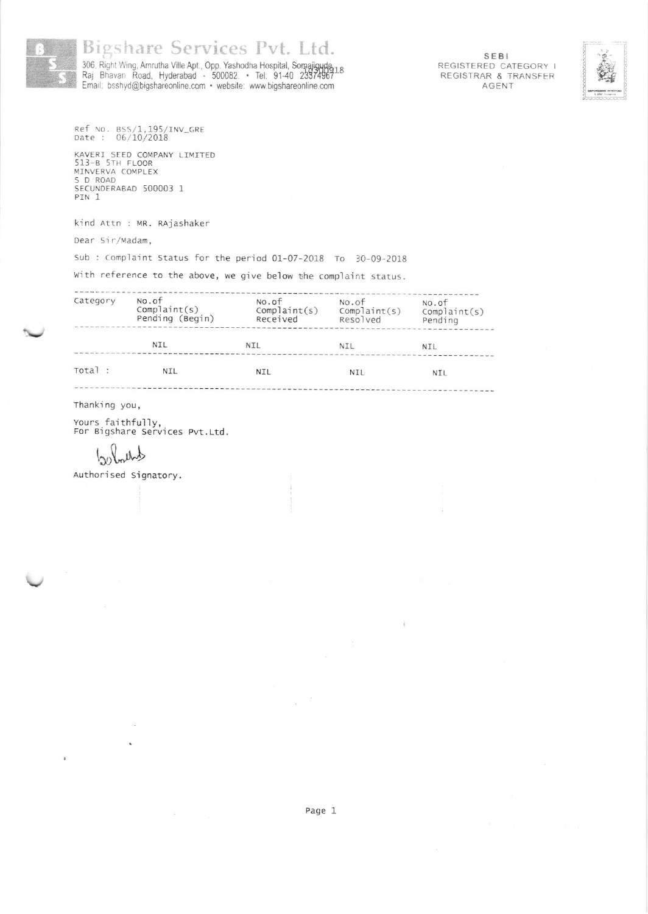# Bigshare Services Pvt. Ltd.

306, Right Wing, Amrutha Ville Apt., Opp. Yashodha Hospital, Somajiguda,
Raj Bhavan Road, Hyderabad - 500082. • Tel: 91-40 23374967
Email: bsshyd@bigshareonline.com • website: www.bigshareonline.com

SEBI
REGISTERED CATEGORY I
REGISTRAR & TRANSFER
AGENT

Ref No. BSS/1,195/INV_GRE
Date : 06/10/2018

KAVERI SEED COMPANY LIMITED
513-B 5TH FLOOR
MINVERVA COMPLEX
S D ROAD
SECUNDERABAD 500003 1
PIN 1

kind Attn : MR. RAjashaker

Dear Sir/Madam,

Sub : Complaint Status for the period 01-07-2018 To 30-09-2018

With reference to the above, we give below the complaint status.

| Category | No.of Complaint(s) Pending (Begin) | No.of Complaint(s) Received | No.of Complaint(s) Resolved | No.of Complaint(s) Pending |
|---|---|---|---|---|
| | NIL | NIL | NIL | NIL |
| Total : | NIL | NIL | NIL | NIL |

Thanking you,

Yours faithfully,
For Bigshare Services Pvt.Ltd.

Authorised Signatory.